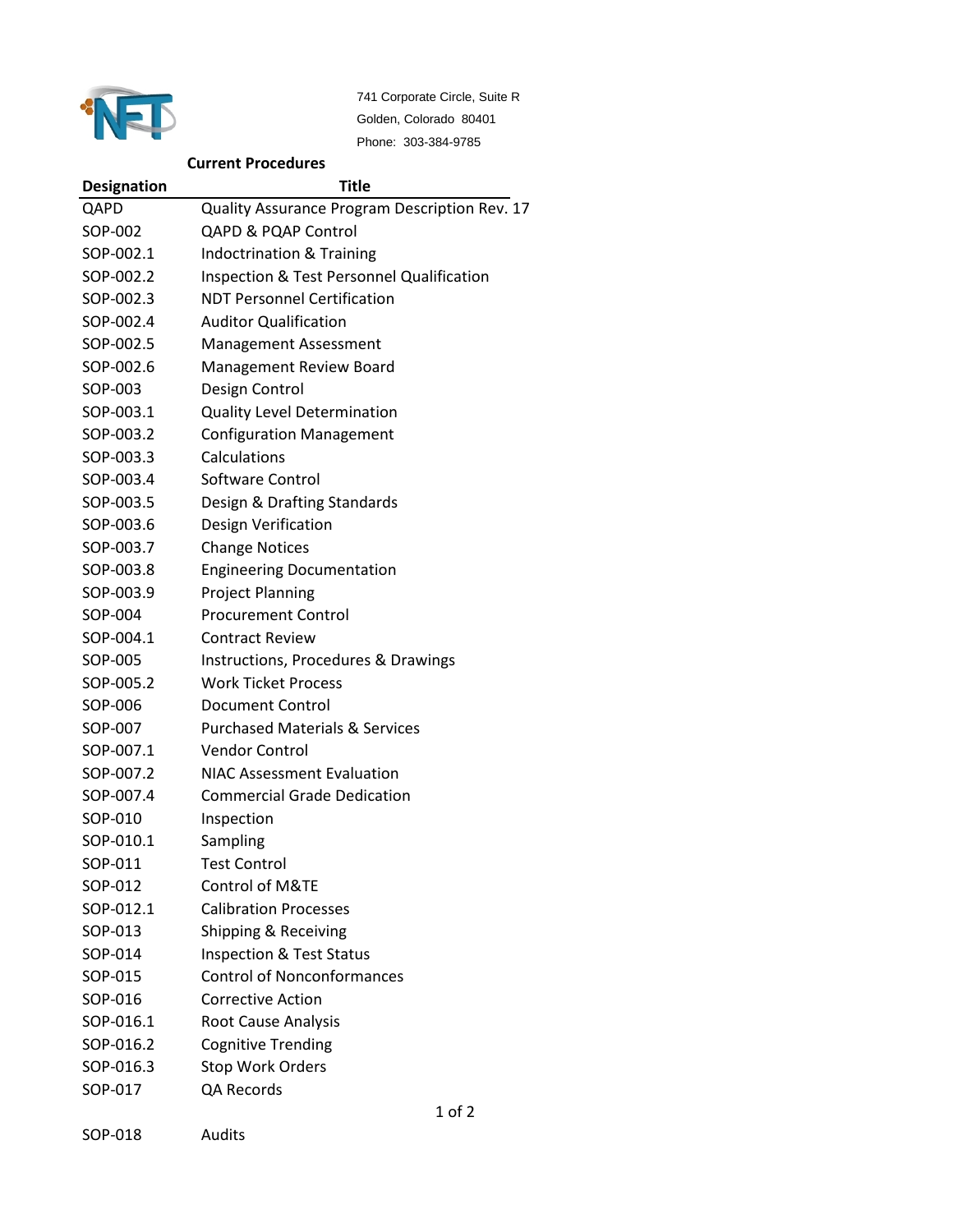741 Corporate Circle, Suite R
Golden, Colorado 80401
Phone: 303-384-9785

## Current Procedures

| Designation | Title |
| --- | --- |
| QAPD | Quality Assurance Program Description Rev. 17 |
| SOP-002 | QAPD & PQAP Control |
| SOP-002.1 | Indoctrination & Training |
| SOP-002.2 | Inspection & Test Personnel Qualification |
| SOP-002.3 | NDT Personnel Certification |
| SOP-002.4 | Auditor Qualification |
| SOP-002.5 | Management Assessment |
| SOP-002.6 | Management Review Board |
| SOP-003 | Design Control |
| SOP-003.1 | Quality Level Determination |
| SOP-003.2 | Configuration Management |
| SOP-003.3 | Calculations |
| SOP-003.4 | Software Control |
| SOP-003.5 | Design & Drafting Standards |
| SOP-003.6 | Design Verification |
| SOP-003.7 | Change Notices |
| SOP-003.8 | Engineering Documentation |
| SOP-003.9 | Project Planning |
| SOP-004 | Procurement Control |
| SOP-004.1 | Contract Review |
| SOP-005 | Instructions, Procedures & Drawings |
| SOP-005.2 | Work Ticket Process |
| SOP-006 | Document Control |
| SOP-007 | Purchased Materials & Services |
| SOP-007.1 | Vendor Control |
| SOP-007.2 | NIAC Assessment Evaluation |
| SOP-007.4 | Commercial Grade Dedication |
| SOP-010 | Inspection |
| SOP-010.1 | Sampling |
| SOP-011 | Test Control |
| SOP-012 | Control of M&TE |
| SOP-012.1 | Calibration Processes |
| SOP-013 | Shipping & Receiving |
| SOP-014 | Inspection & Test Status |
| SOP-015 | Control of Nonconformances |
| SOP-016 | Corrective Action |
| SOP-016.1 | Root Cause Analysis |
| SOP-016.2 | Cognitive Trending |
| SOP-016.3 | Stop Work Orders |
| SOP-017 | QA Records |
| SOP-018 | Audits |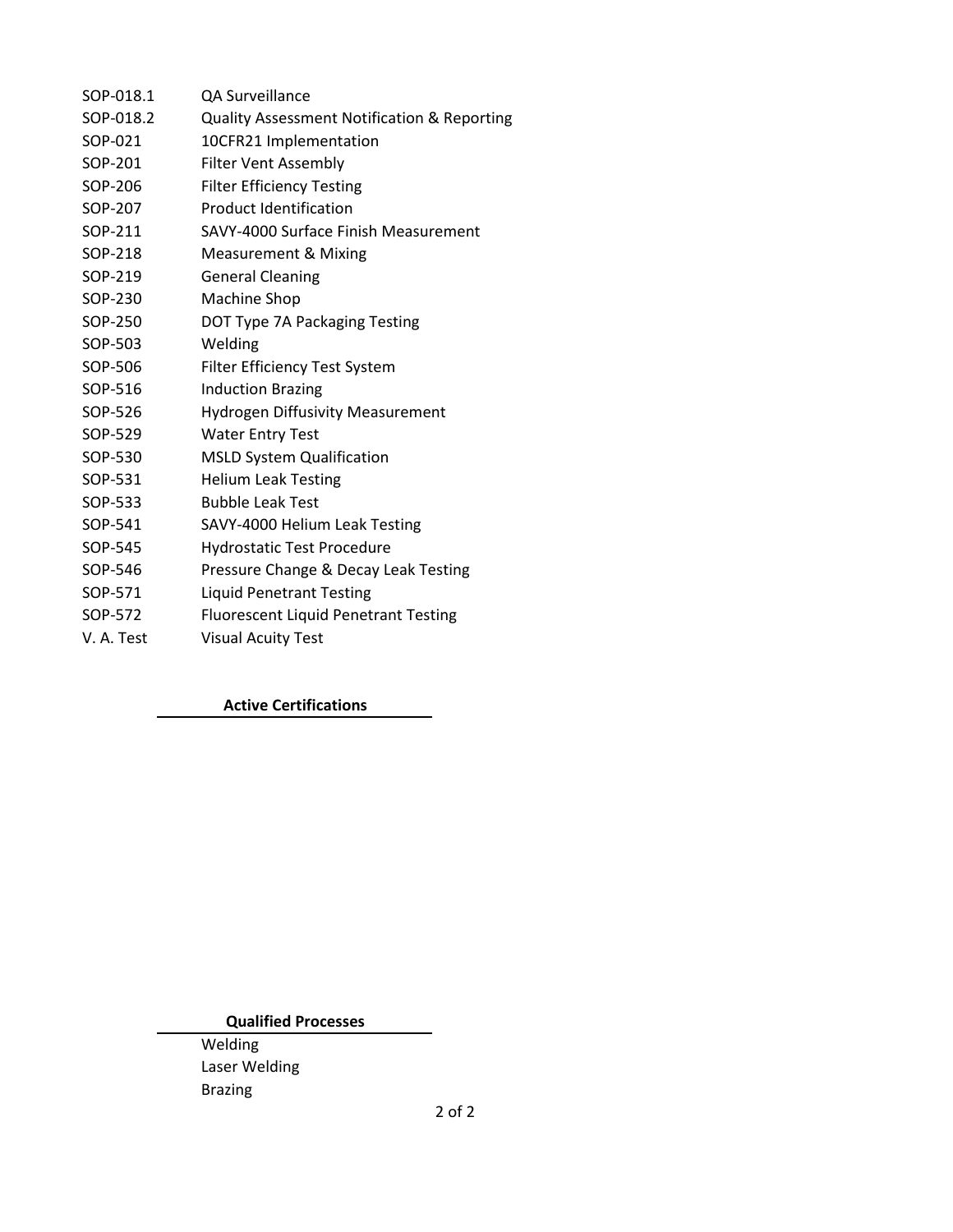| | |
|---|---|
| SOP-018.1 | QA Surveillance |
| SOP-018.2 | Quality Assessment Notification & Reporting |
| SOP-021 | 10CFR21 Implementation |
| SOP-201 | Filter Vent Assembly |
| SOP-206 | Filter Efficiency Testing |
| SOP-207 | Product Identification |
| SOP-211 | SAVY-4000 Surface Finish Measurement |
| SOP-218 | Measurement & Mixing |
| SOP-219 | General Cleaning |
| SOP-230 | Machine Shop |
| SOP-250 | DOT Type 7A Packaging Testing |
| SOP-503 | Welding |
| SOP-506 | Filter Efficiency Test System |
| SOP-516 | Induction Brazing |
| SOP-526 | Hydrogen Diffusivity Measurement |
| SOP-529 | Water Entry Test |
| SOP-530 | MSLD System Qualification |
| SOP-531 | Helium Leak Testing |
| SOP-533 | Bubble Leak Test |
| SOP-541 | SAVY-4000 Helium Leak Testing |
| SOP-545 | Hydrostatic Test Procedure |
| SOP-546 | Pressure Change & Decay Leak Testing |
| SOP-571 | Liquid Penetrant Testing |
| SOP-572 | Fluorescent Liquid Penetrant Testing |
| V. A. Test | Visual Acuity Test |

**Active Certifications**

**Qualified Processes**

- Welding
- Laser Welding
- Brazing